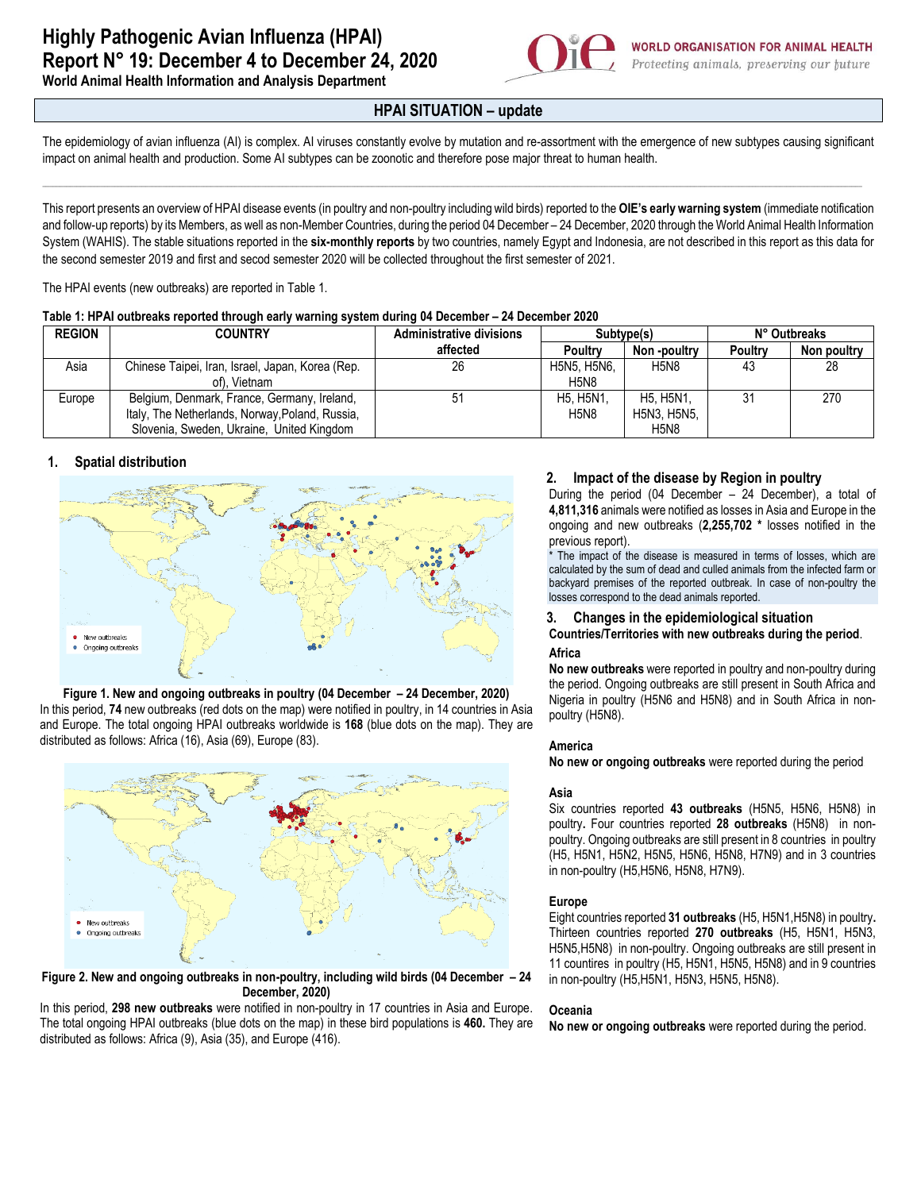# Highly Pathogenic Avian Influenza (HPAI)
# Report N° 19: December 4 to December 24, 2020

**World Animal Health Information and Analysis Department**

WORLD ORGANISATION FOR ANIMAL HEALTH
*Protecting animals, preserving our future*

## HPAI SITUATION – update

The epidemiology of avian influenza (AI) is complex. AI viruses constantly evolve by mutation and re-assortment with the emergence of new subtypes causing significant impact on animal health and production. Some AI subtypes can be zoonotic and therefore pose major threat to human health.

This report presents an overview of HPAI disease events (in poultry and non-poultry including wild birds) reported to the **OIE's early warning system** (immediate notification and follow-up reports) by its Members, as well as non-Member Countries, during the period 04 December – 24 December, 2020 through the World Animal Health Information System (WAHIS). The stable situations reported in the **six-monthly reports** by two countries, namely Egypt and Indonesia, are not described in this report as this data for the second semester 2019 and first and secod semester 2020 will be collected throughout the first semester of 2021.

The HPAI events (new outbreaks) are reported in Table 1.

**Table 1: HPAI outbreaks reported through early warning system during 04 December – 24 December 2020**

| REGION | COUNTRY | Administrative divisions affected | Subtype(s) | | N° Outbreaks | |
|---|---|---|---|---|---|---|
| | | | Poultry | Non -poultry | Poultry | Non poultry |
| Asia | Chinese Taipei, Iran, Israel, Japan, Korea (Rep. of), Vietnam | 26 | H5N5, H5N6, H5N8 | H5N8 | 43 | 28 |
| Europe | Belgium, Denmark, France, Germany, Ireland, Italy, The Netherlands, Norway,Poland, Russia, Slovenia, Sweden, Ukraine, United Kingdom | 51 | H5, H5N1, H5N8 | H5, H5N1, H5N3, H5N5, H5N8 | 31 | 270 |

### 1. Spatial distribution

**Figure 1. New and ongoing outbreaks in poultry (04 December – 24 December, 2020)**

In this period, **74** new outbreaks (red dots on the map) were notified in poultry, in 14 countries in Asia and Europe. The total ongoing HPAI outbreaks worldwide is **168** (blue dots on the map). They are distributed as follows: Africa (16), Asia (69), Europe (83).

**Figure 2. New and ongoing outbreaks in non-poultry, including wild birds (04 December – 24 December, 2020)**

In this period, **298 new outbreaks** were notified in non-poultry in 17 countries in Asia and Europe. The total ongoing HPAI outbreaks (blue dots on the map) in these bird populations is **460.** They are distributed as follows: Africa (9), Asia (35), and Europe (416).

### 2. Impact of the disease by Region in poultry

During the period (04 December – 24 December), a total of **4,811,316** animals were notified as losses in Asia and Europe in the ongoing and new outbreaks (**2,255,702** * losses notified in the previous report).

\* The impact of the disease is measured in terms of losses, which are calculated by the sum of dead and culled animals from the infected farm or backyard premises of the reported outbreak. In case of non-poultry the losses correspond to the dead animals reported.

### 3. Changes in the epidemiological situation

**Countries/Territories with new outbreaks during the period**.

#### Africa

**No new outbreaks** were reported in poultry and non-poultry during the period. Ongoing outbreaks are still present in South Africa and Nigeria in poultry (H5N6 and H5N8) and in South Africa in non-poultry (H5N8).

#### America

**No new or ongoing outbreaks** were reported during the period

#### Asia

Six countries reported **43 outbreaks** (H5N5, H5N6, H5N8) in poultry**.** Four countries reported **28 outbreaks** (H5N8) in non-poultry. Ongoing outbreaks are still present in 8 countries in poultry (H5, H5N1, H5N2, H5N5, H5N6, H5N8, H7N9) and in 3 countries in non-poultry (H5,H5N6, H5N8, H7N9).

#### Europe

Eight countries reported **31 outbreaks** (H5, H5N1,H5N8) in poultry**.** Thirteen countries reported **270 outbreaks** (H5, H5N1, H5N3, H5N5,H5N8) in non-poultry. Ongoing outbreaks are still present in 11 countries in poultry (H5, H5N1, H5N5, H5N8) and in 9 countries in non-poultry (H5,H5N1, H5N3, H5N5, H5N8).

#### Oceania

**No new or ongoing outbreaks** were reported during the period.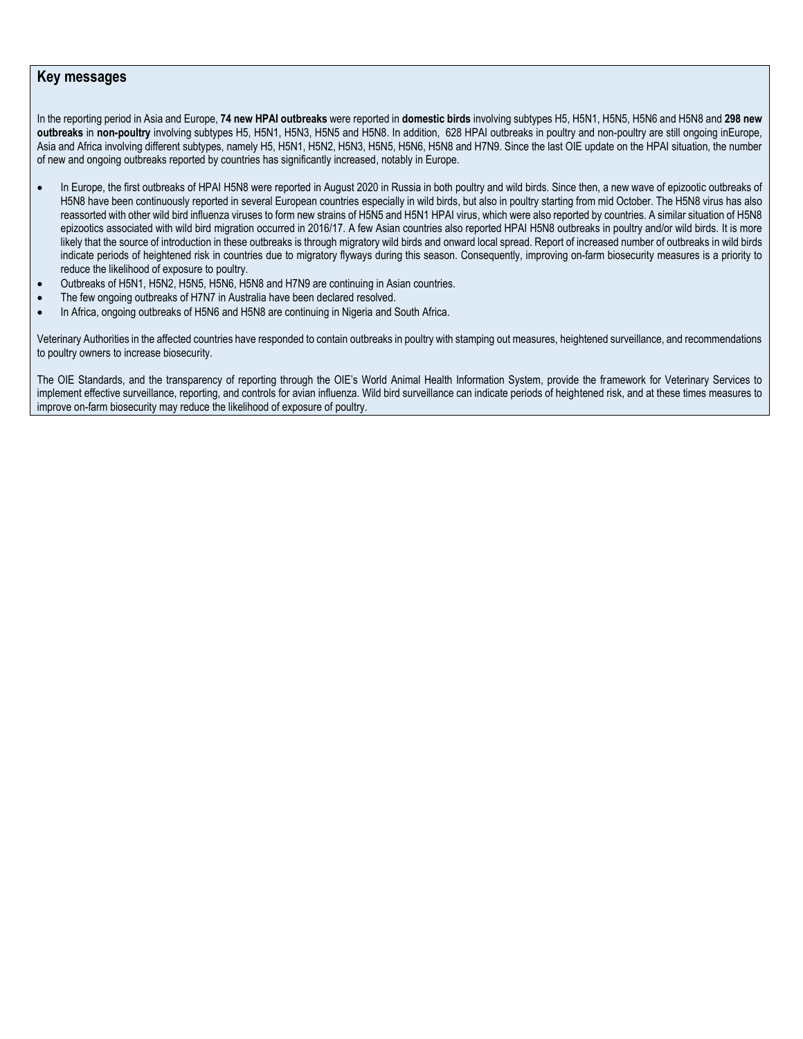## Key messages

In the reporting period in Asia and Europe, **74 new HPAI outbreaks** were reported in **domestic birds** involving subtypes H5, H5N1, H5N5, H5N6 and H5N8 and **298 new outbreaks** in **non-poultry** involving subtypes H5, H5N1, H5N3, H5N5 and H5N8. In addition, 628 HPAI outbreaks in poultry and non-poultry are still ongoing inEurope, Asia and Africa involving different subtypes, namely H5, H5N1, H5N2, H5N3, H5N5, H5N6, H5N8 and H7N9. Since the last OIE update on the HPAI situation, the number of new and ongoing outbreaks reported by countries has significantly increased, notably in Europe.

- In Europe, the first outbreaks of HPAI H5N8 were reported in August 2020 in Russia in both poultry and wild birds. Since then, a new wave of epizootic outbreaks of H5N8 have been continuously reported in several European countries especially in wild birds, but also in poultry starting from mid October. The H5N8 virus has also reassorted with other wild bird influenza viruses to form new strains of H5N5 and H5N1 HPAI virus, which were also reported by countries. A similar situation of H5N8 epizootics associated with wild bird migration occurred in 2016/17. A few Asian countries also reported HPAI H5N8 outbreaks in poultry and/or wild birds. It is more likely that the source of introduction in these outbreaks is through migratory wild birds and onward local spread. Report of increased number of outbreaks in wild birds indicate periods of heightened risk in countries due to migratory flyways during this season. Consequently, improving on-farm biosecurity measures is a priority to reduce the likelihood of exposure to poultry.
- Outbreaks of H5N1, H5N2, H5N5, H5N6, H5N8 and H7N9 are continuing in Asian countries.
- The few ongoing outbreaks of H7N7 in Australia have been declared resolved.
- In Africa, ongoing outbreaks of H5N6 and H5N8 are continuing in Nigeria and South Africa.

Veterinary Authorities in the affected countries have responded to contain outbreaks in poultry with stamping out measures, heightened surveillance, and recommendations to poultry owners to increase biosecurity.

The OIE Standards, and the transparency of reporting through the OIE's World Animal Health Information System, provide the framework for Veterinary Services to implement effective surveillance, reporting, and controls for avian influenza. Wild bird surveillance can indicate periods of heightened risk, and at these times measures to improve on-farm biosecurity may reduce the likelihood of exposure of poultry.